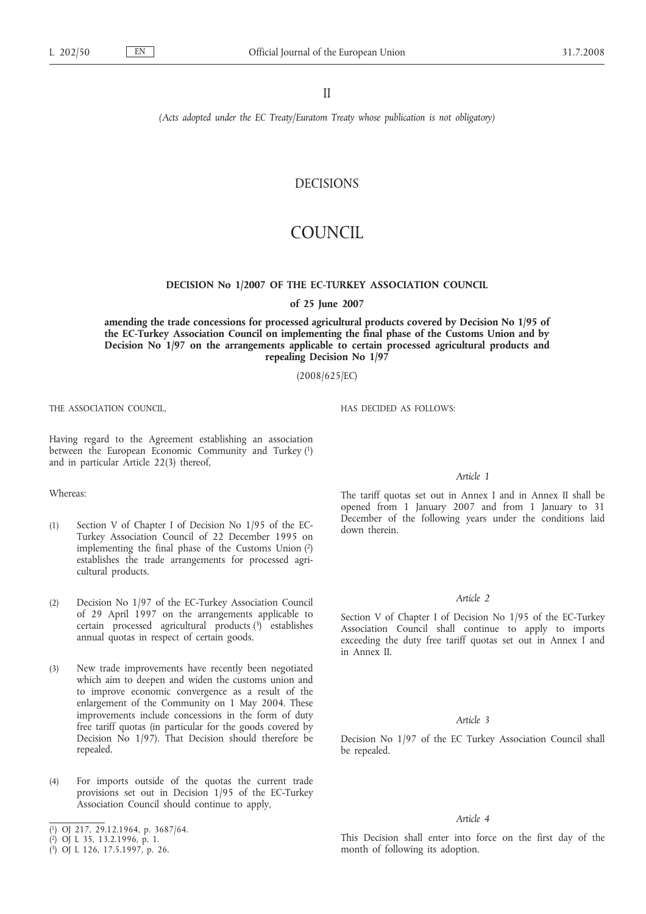II

*(Acts adopted under the EC Treaty/Euratom Treaty whose publication is not obligatory)*

# DECISIONS

# COUNCIL

## DECISION No 1/2007 OF THE EC-TURKEY ASSOCIATION COUNCIL

**of 25 June 2007**

**amending the trade concessions for processed agricultural products covered by Decision No 1/95 of the EC-Turkey Association Council on implementing the final phase of the Customs Union and by Decision No 1/97 on the arrangements applicable to certain processed agricultural products and repealing Decision No 1/97**

(2008/625/EC)

THE ASSOCIATION COUNCIL,

Having regard to the Agreement establishing an association between the European Economic Community and Turkey [1] and in particular Article 22(3) thereof,

Whereas:

(1) Section V of Chapter I of Decision No 1/95 of the EC-Turkey Association Council of 22 December 1995 on implementing the final phase of the Customs Union [2] establishes the trade arrangements for processed agricultural products.

(2) Decision No 1/97 of the EC-Turkey Association Council of 29 April 1997 on the arrangements applicable to certain processed agricultural products [3] establishes annual quotas in respect of certain goods.

(3) New trade improvements have recently been negotiated which aim to deepen and widen the customs union and to improve economic convergence as a result of the enlargement of the Community on 1 May 2004. These improvements include concessions in the form of duty free tariff quotas (in particular for the goods covered by Decision No 1/97). That Decision should therefore be repealed.

(4) For imports outside of the quotas the current trade provisions set out in Decision 1/95 of the EC-Turkey Association Council should continue to apply,

HAS DECIDED AS FOLLOWS:

*Article 1*

The tariff quotas set out in Annex I and in Annex II shall be opened from 1 January 2007 and from 1 January to 31 December of the following years under the conditions laid down therein.

*Article 2*

Section V of Chapter I of Decision No 1/95 of the EC-Turkey Association Council shall continue to apply to imports exceeding the duty free tariff quotas set out in Annex I and in Annex II.

*Article 3*

Decision No 1/97 of the EC Turkey Association Council shall be repealed.

*Article 4*

This Decision shall enter into force on the first day of the month of following its adoption.

---

[1] OJ 217, 29.12.1964, p. 3687/64.

[2] OJ L 35, 13.2.1996, p. 1.

[3] OJ L 126, 17.5.1997, p. 26.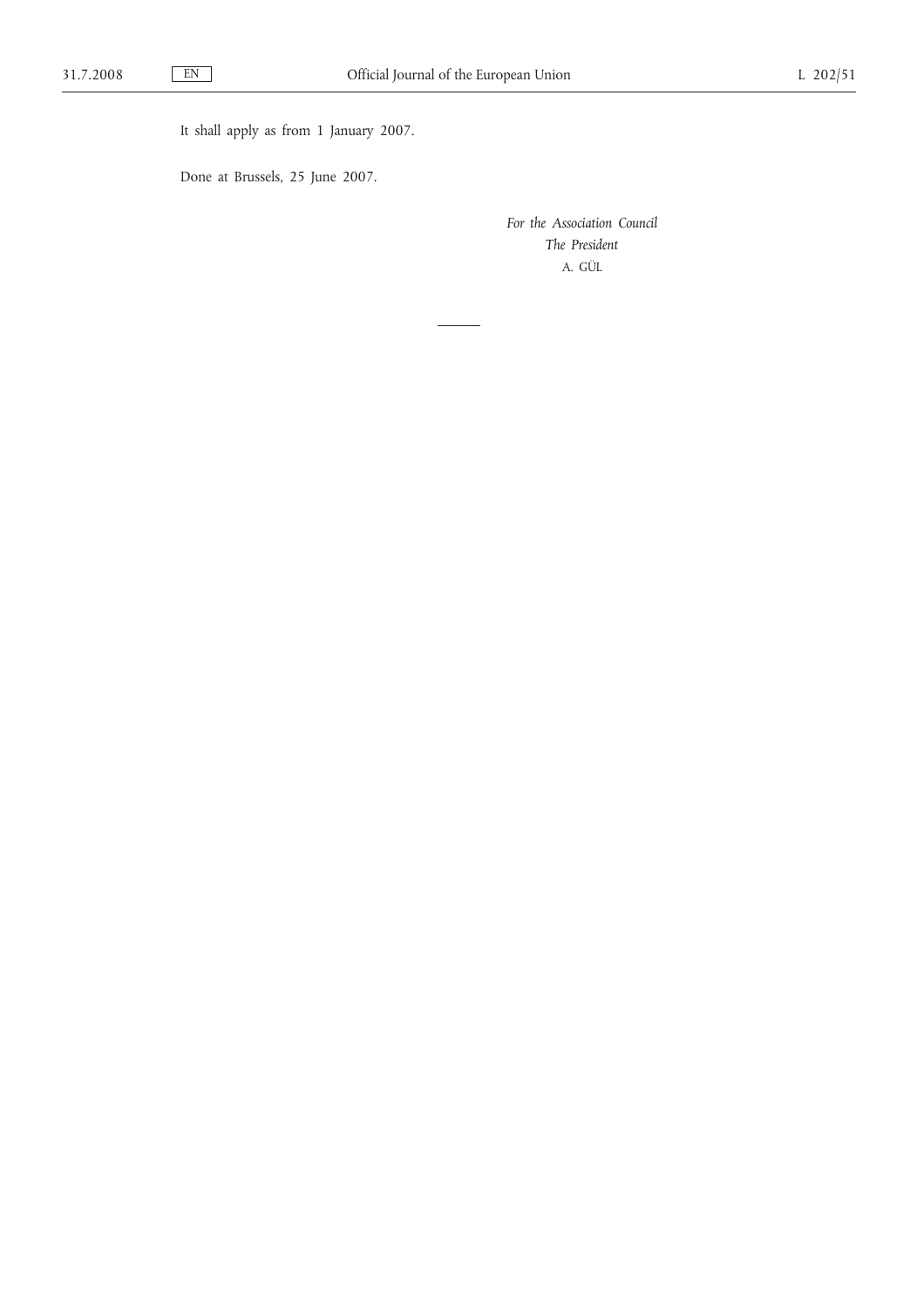It shall apply as from 1 January 2007.

Done at Brussels, 25 June 2007.

*For the Association Council*

*The President*

A. GÜL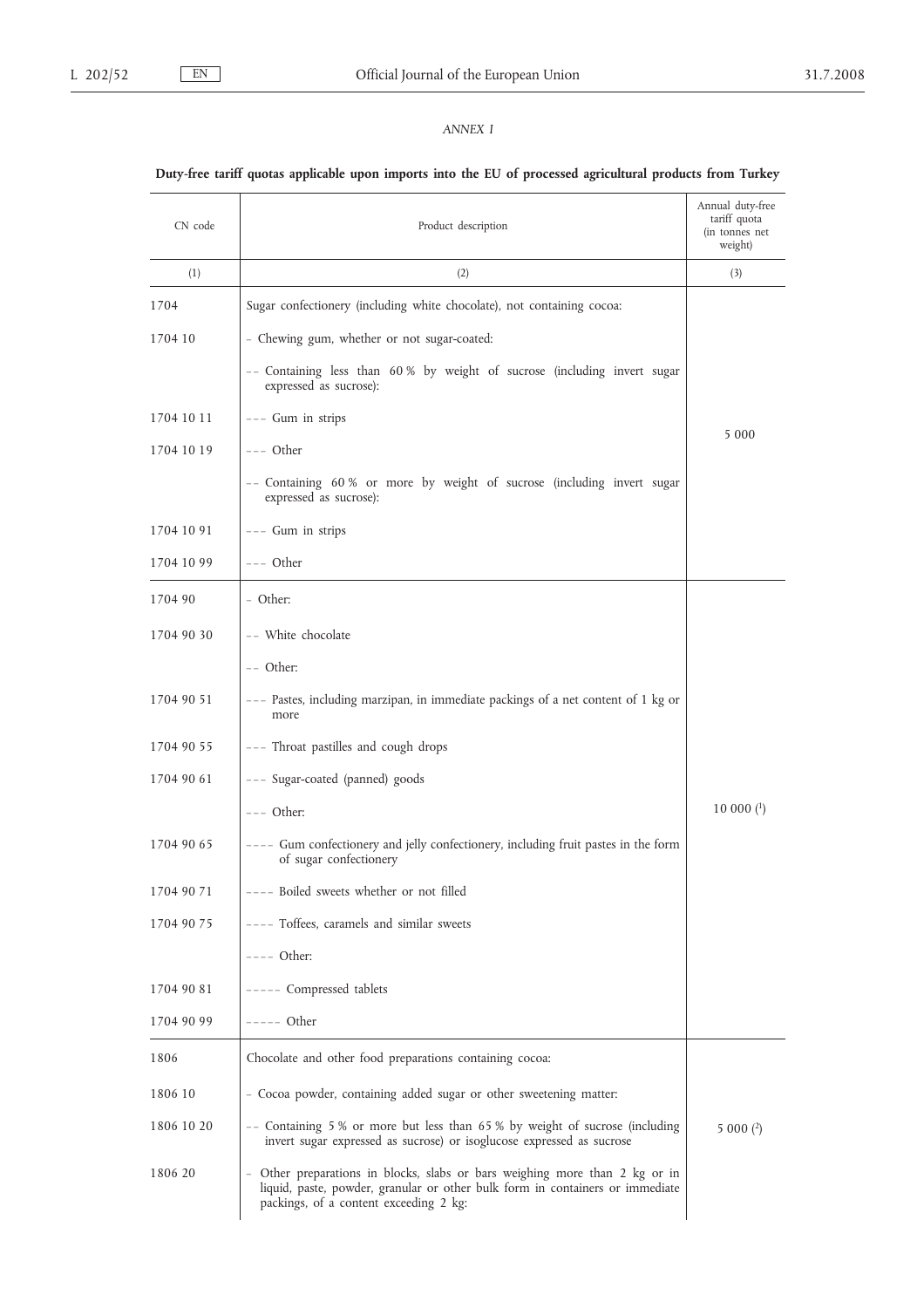*ANNEX I*

**Duty-free tariff quotas applicable upon imports into the EU of processed agricultural products from Turkey**

| CN code | Product description | Annual duty-free tariff quota (in tonnes net weight) |
|---|---|---|
| (1) | (2) | (3) |
| 1704 | Sugar confectionery (including white chocolate), not containing cocoa: | |
| 1704 10 | – Chewing gum, whether or not sugar-coated: | 5 000 |
| | – – Containing less than 60 % by weight of sucrose (including invert sugar expressed as sucrose): | |
| 1704 10 11 | – – – Gum in strips | |
| 1704 10 19 | – – – Other | |
| | – – Containing 60 % or more by weight of sucrose (including invert sugar expressed as sucrose): | |
| 1704 10 91 | – – – Gum in strips | |
| 1704 10 99 | – – – Other | |
| 1704 90 | – Other: | 10 000 [1] |
| 1704 90 30 | – – White chocolate | |
| | – – Other: | |
| 1704 90 51 | – – – Pastes, including marzipan, in immediate packings of a net content of 1 kg or more | |
| 1704 90 55 | – – – Throat pastilles and cough drops | |
| 1704 90 61 | – – – Sugar-coated (panned) goods | |
| | – – – Other: | |
| 1704 90 65 | – – – – Gum confectionery and jelly confectionery, including fruit pastes in the form of sugar confectionery | |
| 1704 90 71 | – – – – Boiled sweets whether or not filled | |
| 1704 90 75 | – – – – Toffees, caramels and similar sweets | |
| | – – – – Other: | |
| 1704 90 81 | – – – – – Compressed tablets | |
| 1704 90 99 | – – – – – Other | |
| 1806 | Chocolate and other food preparations containing cocoa: | 5 000 [2] |
| 1806 10 | – Cocoa powder, containing added sugar or other sweetening matter: | |
| 1806 10 20 | – – Containing 5 % or more but less than 65 % by weight of sucrose (including invert sugar expressed as sucrose) or isoglucose expressed as sucrose | |
| 1806 20 | – Other preparations in blocks, slabs or bars weighing more than 2 kg or in liquid, paste, powder, granular or other bulk form in containers or immediate packings, of a content exceeding 2 kg: | |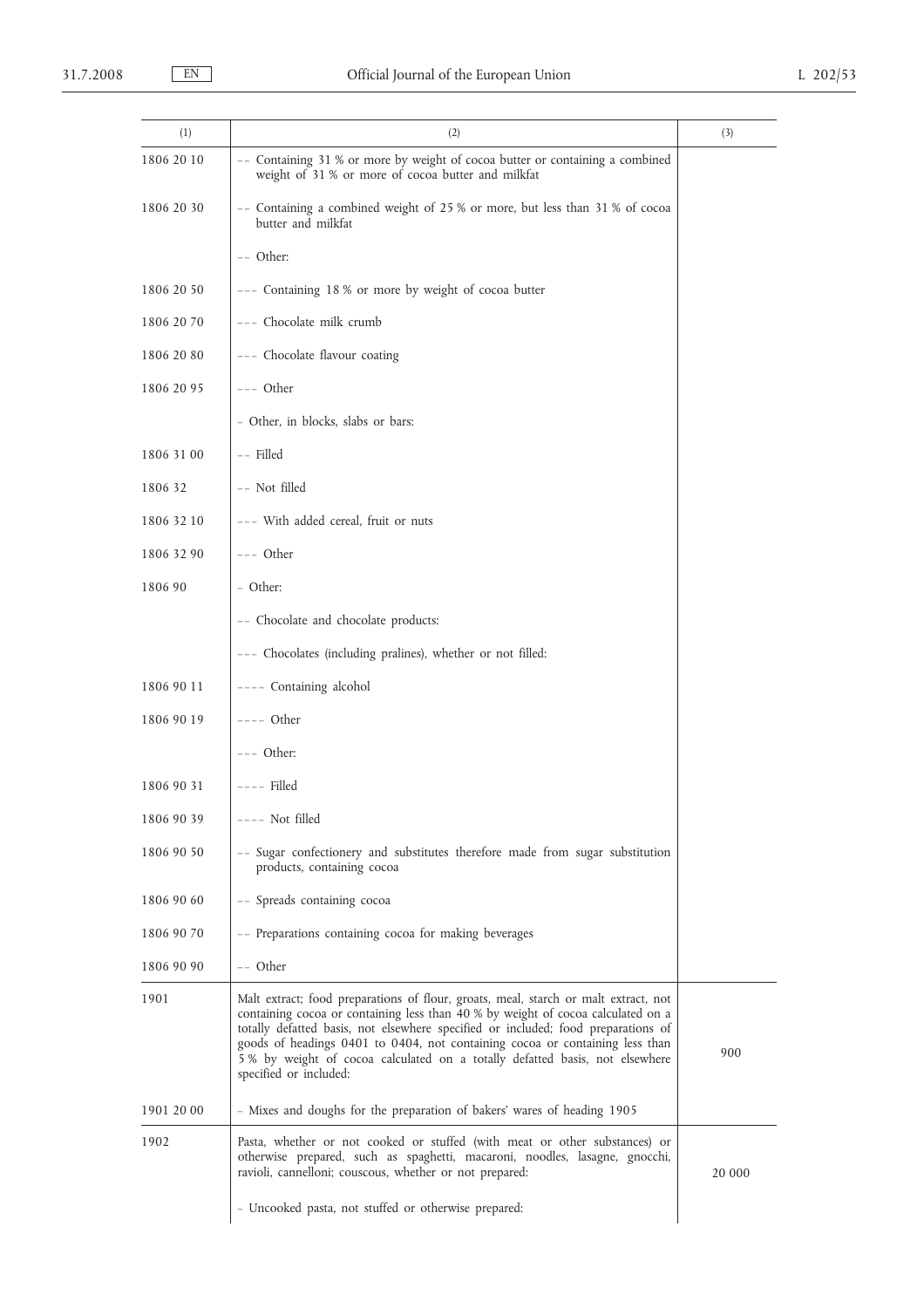| (1) | (2) | (3) |
| --- | --- | --- |
| 1806 20 10 | -- Containing 31 % or more by weight of cocoa butter or containing a combined weight of 31 % or more of cocoa butter and milkfat | |
| 1806 20 30 | -- Containing a combined weight of 25 % or more, but less than 31 % of cocoa butter and milkfat | |
| | -- Other: | |
| 1806 20 50 | --- Containing 18 % or more by weight of cocoa butter | |
| 1806 20 70 | --- Chocolate milk crumb | |
| 1806 20 80 | --- Chocolate flavour coating | |
| 1806 20 95 | --- Other | |
| | - Other, in blocks, slabs or bars: | |
| 1806 31 00 | -- Filled | |
| 1806 32 | -- Not filled | |
| 1806 32 10 | --- With added cereal, fruit or nuts | |
| 1806 32 90 | --- Other | |
| 1806 90 | - Other: | |
| | -- Chocolate and chocolate products: | |
| | --- Chocolates (including pralines), whether or not filled: | |
| 1806 90 11 | ---- Containing alcohol | |
| 1806 90 19 | ---- Other | |
| | --- Other: | |
| 1806 90 31 | ---- Filled | |
| 1806 90 39 | ---- Not filled | |
| 1806 90 50 | -- Sugar confectionery and substitutes therefore made from sugar substitution products, containing cocoa | |
| 1806 90 60 | -- Spreads containing cocoa | |
| 1806 90 70 | -- Preparations containing cocoa for making beverages | |
| 1806 90 90 | -- Other | |
| 1901 | Malt extract; food preparations of flour, groats, meal, starch or malt extract, not containing cocoa or containing less than 40 % by weight of cocoa calculated on a totally defatted basis, not elsewhere specified or included; food preparations of goods of headings 0401 to 0404, not containing cocoa or containing less than 5 % by weight of cocoa calculated on a totally defatted basis, not elsewhere specified or included: | 900 |
| 1901 20 00 | - Mixes and doughs for the preparation of bakers' wares of heading 1905 | |
| 1902 | Pasta, whether or not cooked or stuffed (with meat or other substances) or otherwise prepared, such as spaghetti, macaroni, noodles, lasagne, gnocchi, ravioli, cannelloni; couscous, whether or not prepared: | 20 000 |
| | - Uncooked pasta, not stuffed or otherwise prepared: | |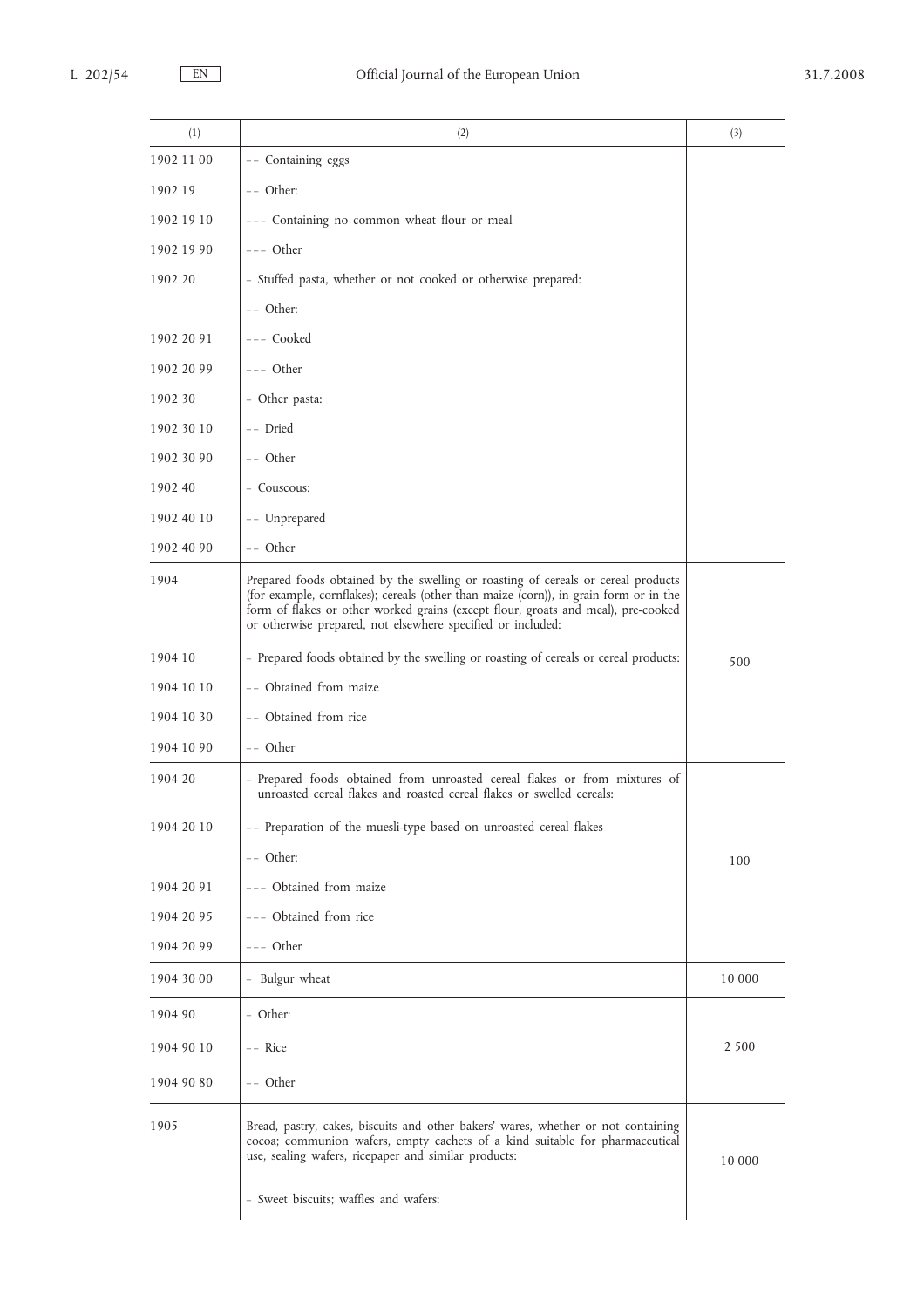| (1) | (2) | (3) |
|---|---|---|
| 1902 11 00 | -- Containing eggs | |
| 1902 19 | -- Other: | |
| 1902 19 10 | --- Containing no common wheat flour or meal | |
| 1902 19 90 | --- Other | |
| 1902 20 | - Stuffed pasta, whether or not cooked or otherwise prepared: | |
| | -- Other: | |
| 1902 20 91 | --- Cooked | |
| 1902 20 99 | --- Other | |
| 1902 30 | - Other pasta: | |
| 1902 30 10 | -- Dried | |
| 1902 30 90 | -- Other | |
| 1902 40 | - Couscous: | |
| 1902 40 10 | -- Unprepared | |
| 1902 40 90 | -- Other | |
| 1904 | Prepared foods obtained by the swelling or roasting of cereals or cereal products (for example, cornflakes); cereals (other than maize (corn)), in grain form or in the form of flakes or other worked grains (except flour, groats and meal), pre-cooked or otherwise prepared, not elsewhere specified or included: | |
| 1904 10 | - Prepared foods obtained by the swelling or roasting of cereals or cereal products: | 500 |
| 1904 10 10 | -- Obtained from maize | |
| 1904 10 30 | -- Obtained from rice | |
| 1904 10 90 | -- Other | |
| 1904 20 | - Prepared foods obtained from unroasted cereal flakes or from mixtures of unroasted cereal flakes and roasted cereal flakes or swelled cereals: | |
| 1904 20 10 | -- Preparation of the muesli-type based on unroasted cereal flakes | |
| | -- Other: | 100 |
| 1904 20 91 | --- Obtained from maize | |
| 1904 20 95 | --- Obtained from rice | |
| 1904 20 99 | --- Other | |
| 1904 30 00 | - Bulgur wheat | 10 000 |
| 1904 90 | - Other: | |
| 1904 90 10 | -- Rice | 2 500 |
| 1904 90 80 | -- Other | |
| 1905 | Bread, pastry, cakes, biscuits and other bakers' wares, whether or not containing cocoa; communion wafers, empty cachets of a kind suitable for pharmaceutical use, sealing wafers, ricepaper and similar products: | 10 000 |
| | - Sweet biscuits; waffles and wafers: | |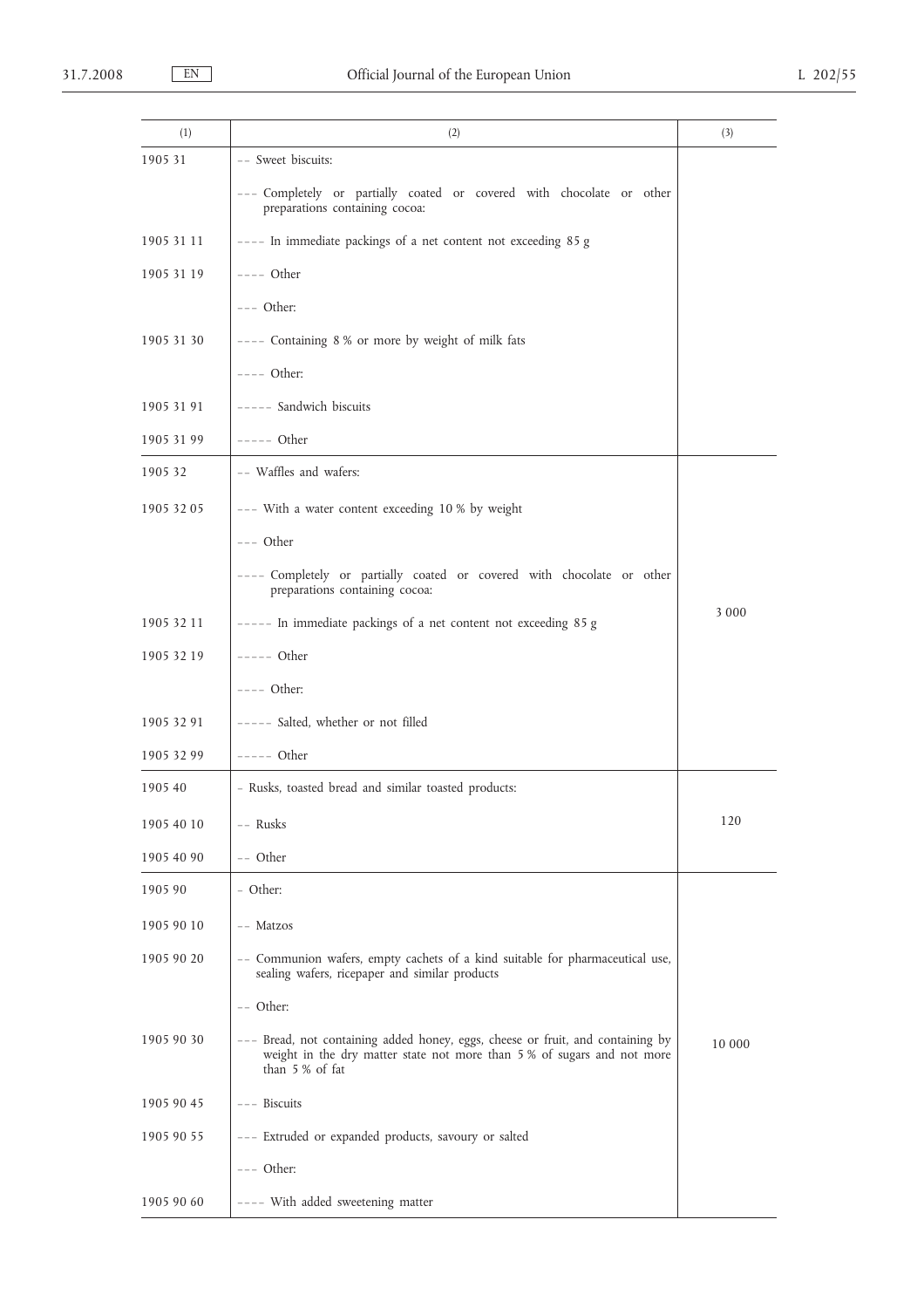| (1) | (2) | (3) |
|---|---|---|
| 1905 31 | -- Sweet biscuits: | |
| | --- Completely or partially coated or covered with chocolate or other preparations containing cocoa: | |
| 1905 31 11 | ---- In immediate packings of a net content not exceeding 85 g | |
| 1905 31 19 | ---- Other | |
| | --- Other: | |
| 1905 31 30 | ---- Containing 8 % or more by weight of milk fats | |
| | ---- Other: | |
| 1905 31 91 | ----- Sandwich biscuits | |
| 1905 31 99 | ----- Other | |
| 1905 32 | -- Waffles and wafers: | 3 000 |
| 1905 32 05 | --- With a water content exceeding 10 % by weight | |
| | --- Other | |
| | ---- Completely or partially coated or covered with chocolate or other preparations containing cocoa: | |
| 1905 32 11 | ----- In immediate packings of a net content not exceeding 85 g | |
| 1905 32 19 | ----- Other | |
| | ---- Other: | |
| 1905 32 91 | ----- Salted, whether or not filled | |
| 1905 32 99 | ----- Other | |
| 1905 40 | - Rusks, toasted bread and similar toasted products: | 120 |
| 1905 40 10 | -- Rusks | |
| 1905 40 90 | -- Other | |
| 1905 90 | - Other: | 10 000 |
| 1905 90 10 | -- Matzos | |
| 1905 90 20 | -- Communion wafers, empty cachets of a kind suitable for pharmaceutical use, sealing wafers, ricepaper and similar products | |
| | -- Other: | |
| 1905 90 30 | --- Bread, not containing added honey, eggs, cheese or fruit, and containing by weight in the dry matter state not more than 5 % of sugars and not more than 5 % of fat | |
| 1905 90 45 | --- Biscuits | |
| 1905 90 55 | --- Extruded or expanded products, savoury or salted | |
| | --- Other: | |
| 1905 90 60 | ---- With added sweetening matter | |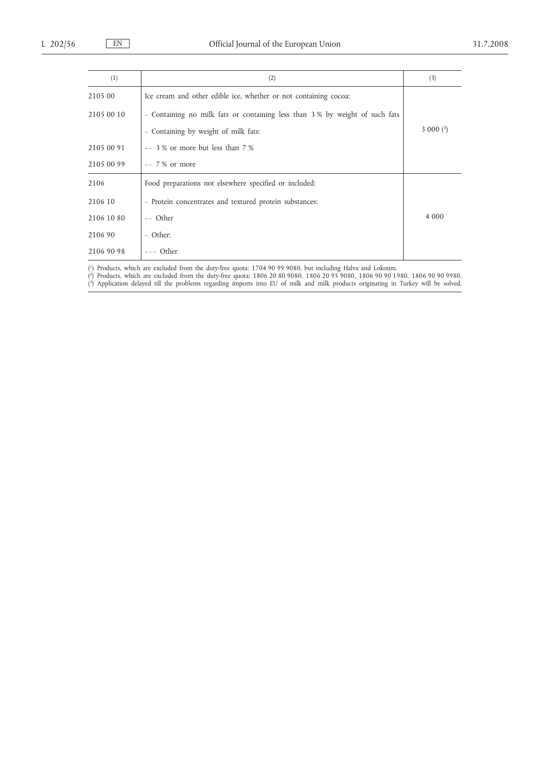| (1) | (2) | (3) |
|---|---|---|
| 2105 00 | Ice cream and other edible ice, whether or not containing cocoa: | 3 000 ([3]) |
| 2105 00 10 | – Containing no milk fats or containing less than 3 % by weight of such fats | |
| | – Containing by weight of milk fats: | |
| 2105 00 91 | – – 3 % or more but less than 7 % | |
| 2105 00 99 | – – 7 % or more | |
| 2106 | Food preparations not elsewhere specified or included: | 4 000 |
| 2106 10 | – Protein concentrates and textured protein substances: | |
| 2106 10 80 | – – Other | |
| 2106 90 | – Other: | |
| 2106 90 98 | – – – Other | |

([1]) Products, which are excluded from the duty-free quota: 1704 90 99 9080, but including Halva and Lokoum.
([2]) Products, which are excluded from the duty-free quota: 1806 20 80 9080, 1806 20 95 9080, 1806 90 90 1980, 1806 90 90 9980.
([3]) Application delayed till the problems regarding imports into EU of milk and milk products originating in Turkey will be solved.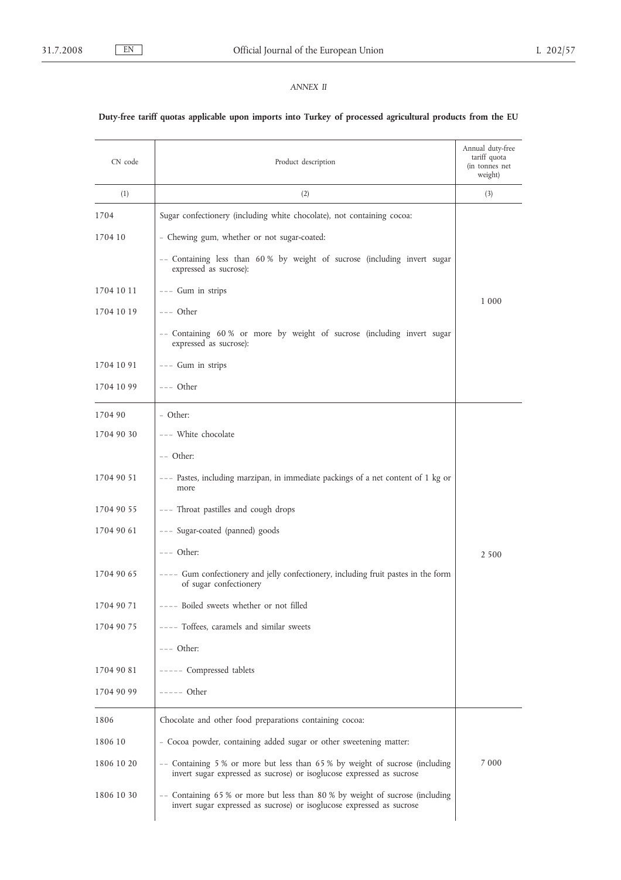*ANNEX II*

**Duty-free tariff quotas applicable upon imports into Turkey of processed agricultural products from the EU**

| CN code | Product description | Annual duty-free tariff quota (in tonnes net weight) |
|---|---|---|
| (1) | (2) | (3) |
| 1704 | Sugar confectionery (including white chocolate), not containing cocoa: | |
| 1704 10 | – Chewing gum, whether or not sugar-coated: | 1 000 |
| | – – Containing less than 60 % by weight of sucrose (including invert sugar expressed as sucrose): | |
| 1704 10 11 | – – – Gum in strips | |
| 1704 10 19 | – – – Other | |
| | – – Containing 60 % or more by weight of sucrose (including invert sugar expressed as sucrose): | |
| 1704 10 91 | – – – Gum in strips | |
| 1704 10 99 | – – – Other | |
| 1704 90 | – Other: | 2 500 |
| 1704 90 30 | – – – White chocolate | |
| | – – Other: | |
| 1704 90 51 | – – – Pastes, including marzipan, in immediate packings of a net content of 1 kg or more | |
| 1704 90 55 | – – – Throat pastilles and cough drops | |
| 1704 90 61 | – – – Sugar-coated (panned) goods | |
| | – – – Other: | |
| 1704 90 65 | – – – – Gum confectionery and jelly confectionery, including fruit pastes in the form of sugar confectionery | |
| 1704 90 71 | – – – – Boiled sweets whether or not filled | |
| 1704 90 75 | – – – – Toffees, caramels and similar sweets | |
| | – – – Other: | |
| 1704 90 81 | – – – – – Compressed tablets | |
| 1704 90 99 | – – – – – Other | |
| 1806 | Chocolate and other food preparations containing cocoa: | 7 000 |
| 1806 10 | – Cocoa powder, containing added sugar or other sweetening matter: | |
| 1806 10 20 | – – Containing 5 % or more but less than 65 % by weight of sucrose (including invert sugar expressed as sucrose) or isoglucose expressed as sucrose | |
| 1806 10 30 | – – Containing 65 % or more but less than 80 % by weight of sucrose (including invert sugar expressed as sucrose) or isoglucose expressed as sucrose | |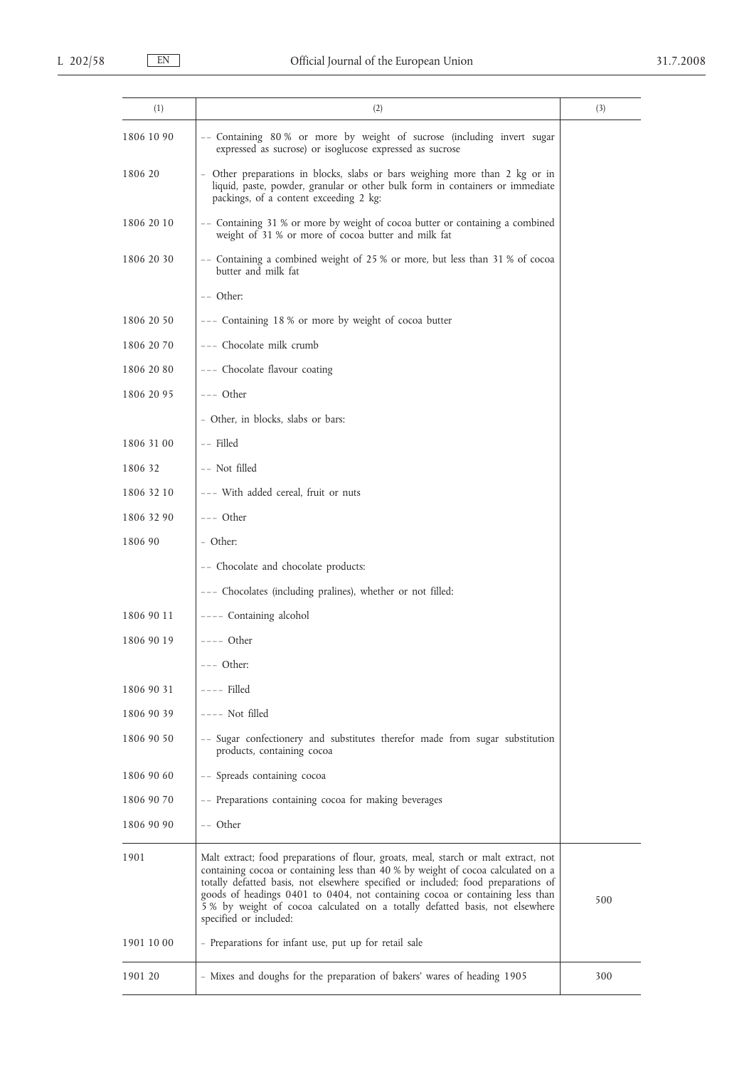| (1) | (2) | (3) |
|---|---|---|
| 1806 10 90 | -- Containing 80 % or more by weight of sucrose (including invert sugar expressed as sucrose) or isoglucose expressed as sucrose | |
| 1806 20 | - Other preparations in blocks, slabs or bars weighing more than 2 kg or in liquid, paste, powder, granular or other bulk form in containers or immediate packings, of a content exceeding 2 kg: | |
| 1806 20 10 | -- Containing 31 % or more by weight of cocoa butter or containing a combined weight of 31 % or more of cocoa butter and milk fat | |
| 1806 20 30 | -- Containing a combined weight of 25 % or more, but less than 31 % of cocoa butter and milk fat | |
| | -- Other: | |
| 1806 20 50 | --- Containing 18 % or more by weight of cocoa butter | |
| 1806 20 70 | --- Chocolate milk crumb | |
| 1806 20 80 | --- Chocolate flavour coating | |
| 1806 20 95 | --- Other | |
| | - Other, in blocks, slabs or bars: | |
| 1806 31 00 | -- Filled | |
| 1806 32 | -- Not filled | |
| 1806 32 10 | --- With added cereal, fruit or nuts | |
| 1806 32 90 | --- Other | |
| 1806 90 | - Other: | |
| | -- Chocolate and chocolate products: | |
| | --- Chocolates (including pralines), whether or not filled: | |
| 1806 90 11 | ---- Containing alcohol | |
| 1806 90 19 | ---- Other | |
| | --- Other: | |
| 1806 90 31 | ---- Filled | |
| 1806 90 39 | ---- Not filled | |
| 1806 90 50 | -- Sugar confectionery and substitutes therefor made from sugar substitution products, containing cocoa | |
| 1806 90 60 | -- Spreads containing cocoa | |
| 1806 90 70 | -- Preparations containing cocoa for making beverages | |
| 1806 90 90 | -- Other | |
| 1901 | Malt extract; food preparations of flour, groats, meal, starch or malt extract, not containing cocoa or containing less than 40 % by weight of cocoa calculated on a totally defatted basis, not elsewhere specified or included; food preparations of goods of headings 0401 to 0404, not containing cocoa or containing less than 5 % by weight of cocoa calculated on a totally defatted basis, not elsewhere specified or included: | 500 |
| 1901 10 00 | - Preparations for infant use, put up for retail sale | |
| 1901 20 | - Mixes and doughs for the preparation of bakers' wares of heading 1905 | 300 |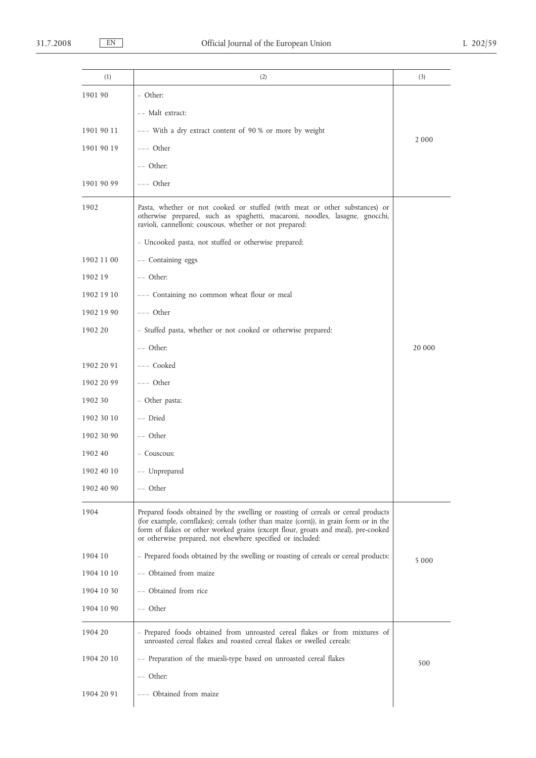| (1) | (2) | (3) |
|---|---|---|
| 1901 90 | – Other: | 2 000 |
| | – – Malt extract: | |
| 1901 90 11 | – – – With a dry extract content of 90 % or more by weight | |
| 1901 90 19 | – – – Other | |
| | – – Other: | |
| 1901 90 99 | – – – Other | |
| 1902 | Pasta, whether or not cooked or stuffed (with meat or other substances) or otherwise prepared, such as spaghetti, macaroni, noodles, lasagne, gnocchi, ravioli, cannelloni; couscous, whether or not prepared: | 20 000 |
| | – Uncooked pasta, not stuffed or otherwise prepared: | |
| 1902 11 00 | – – Containing eggs | |
| 1902 19 | – – Other: | |
| 1902 19 10 | – – – Containing no common wheat flour or meal | |
| 1902 19 90 | – – – Other | |
| 1902 20 | – Stuffed pasta, whether or not cooked or otherwise prepared: | |
| | – – Other: | |
| 1902 20 91 | – – – Cooked | |
| 1902 20 99 | – – – Other | |
| 1902 30 | – Other pasta: | |
| 1902 30 10 | – – Dried | |
| 1902 30 90 | – – Other | |
| 1902 40 | – Couscous: | |
| 1902 40 10 | – – Unprepared | |
| 1902 40 90 | – – Other | |
| 1904 | Prepared foods obtained by the swelling or roasting of cereals or cereal products (for example, cornflakes); cereals (other than maize (corn)), in grain form or in the form of flakes or other worked grains (except flour, groats and meal), pre-cooked or otherwise prepared, not elsewhere specified or included: | 5 000 |
| 1904 10 | – Prepared foods obtained by the swelling or roasting of cereals or cereal products: | |
| 1904 10 10 | – – Obtained from maize | |
| 1904 10 30 | – – Obtained from rice | |
| 1904 10 90 | – – Other | |
| 1904 20 | – Prepared foods obtained from unroasted cereal flakes or from mixtures of unroasted cereal flakes and roasted cereal flakes or swelled cereals: | 500 |
| 1904 20 10 | – – Preparation of the muesli-type based on unroasted cereal flakes | |
| | – – Other: | |
| 1904 20 91 | – – – Obtained from maize | |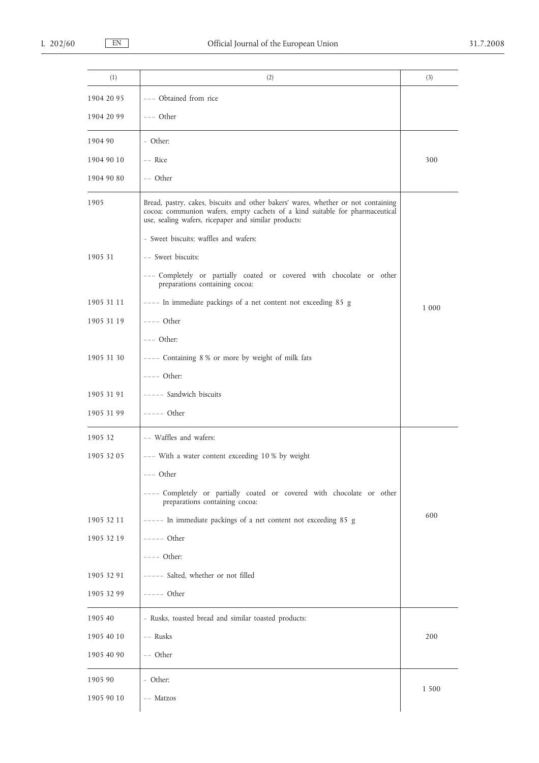| (1) | (2) | (3) |
|---|---|---|
| 1904 20 95 | --- Obtained from rice | |
| 1904 20 99 | --- Other | |
| 1904 90 | - Other: | |
| 1904 90 10 | -- Rice | 300 |
| 1904 90 80 | -- Other | |
| 1905 | Bread, pastry, cakes, biscuits and other bakers' wares, whether or not containing cocoa; communion wafers, empty cachets of a kind suitable for pharmaceutical use, sealing wafers, ricepaper and similar products: | |
| | - Sweet biscuits; waffles and wafers: | |
| 1905 31 | -- Sweet biscuits: | |
| | --- Completely or partially coated or covered with chocolate or other preparations containing cocoa: | |
| 1905 31 11 | ---- In immediate packings of a net content not exceeding 85 g | 1 000 |
| 1905 31 19 | ---- Other | |
| | --- Other: | |
| 1905 31 30 | ---- Containing 8 % or more by weight of milk fats | |
| | ---- Other: | |
| 1905 31 91 | ----- Sandwich biscuits | |
| 1905 31 99 | ----- Other | |
| 1905 32 | -- Waffles and wafers: | |
| 1905 32 05 | --- With a water content exceeding 10 % by weight | |
| | --- Other | |
| | ---- Completely or partially coated or covered with chocolate or other preparations containing cocoa: | |
| 1905 32 11 | ----- In immediate packings of a net content not exceeding 85 g | 600 |
| 1905 32 19 | ----- Other | |
| | ---- Other: | |
| 1905 32 91 | ----- Salted, whether or not filled | |
| 1905 32 99 | ----- Other | |
| 1905 40 | - Rusks, toasted bread and similar toasted products: | |
| 1905 40 10 | -- Rusks | 200 |
| 1905 40 90 | -- Other | |
| 1905 90 | - Other: | 1 500 |
| 1905 90 10 | -- Matzos | |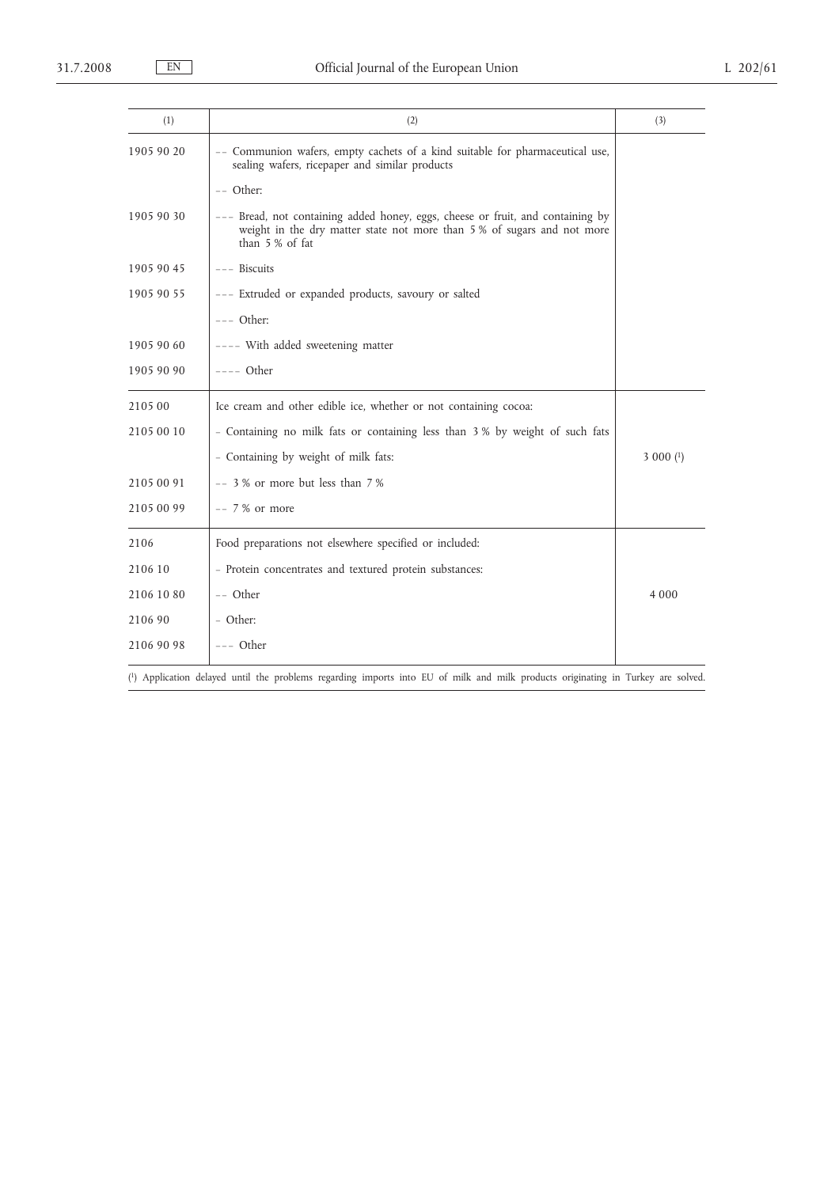| (1) | (2) | (3) |
|---|---|---|
| 1905 90 20 | -- Communion wafers, empty cachets of a kind suitable for pharmaceutical use, sealing wafers, ricepaper and similar products | |
| | -- Other: | |
| 1905 90 30 | --- Bread, not containing added honey, eggs, cheese or fruit, and containing by weight in the dry matter state not more than 5 % of sugars and not more than 5 % of fat | |
| 1905 90 45 | --- Biscuits | |
| 1905 90 55 | --- Extruded or expanded products, savoury or salted | |
| | --- Other: | |
| 1905 90 60 | ---- With added sweetening matter | |
| 1905 90 90 | ---- Other | |
| 2105 00 | Ice cream and other edible ice, whether or not containing cocoa: | |
| 2105 00 10 | - Containing no milk fats or containing less than 3 % by weight of such fats | |
| | - Containing by weight of milk fats: | 3 000 [1] |
| 2105 00 91 | -- 3 % or more but less than 7 % | |
| 2105 00 99 | -- 7 % or more | |
| 2106 | Food preparations not elsewhere specified or included: | |
| 2106 10 | - Protein concentrates and textured protein substances: | |
| 2106 10 80 | -- Other | 4 000 |
| 2106 90 | - Other: | |
| 2106 90 98 | --- Other | |

[1] Application delayed until the problems regarding imports into EU of milk and milk products originating in Turkey are solved.